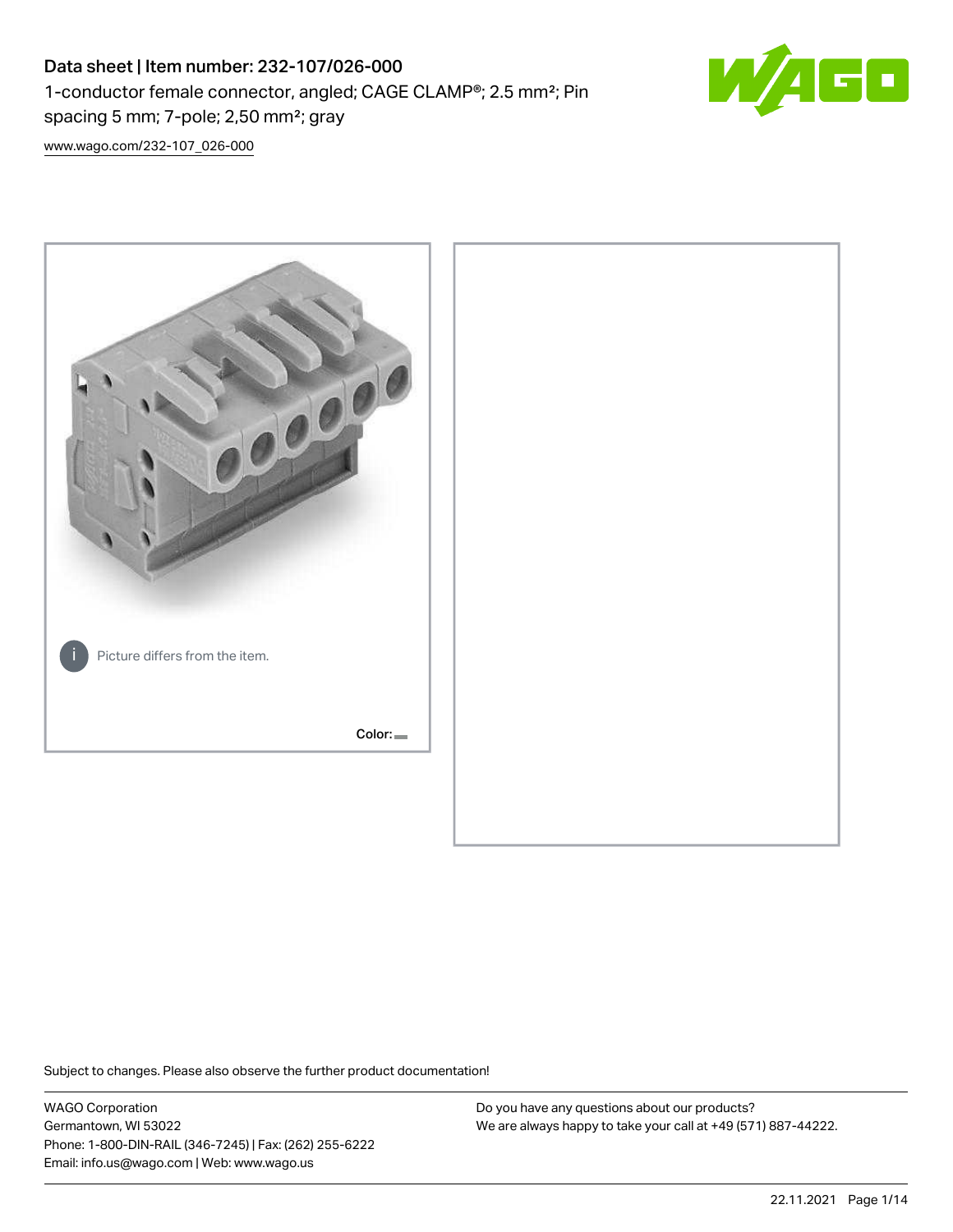# Data sheet | Item number: 232-107/026-000

1-conductor female connector, angled; CAGE CLAMP®; 2.5 mm²; Pin spacing 5 mm; 7-pole; 2,50 mm²; gray

www.wago.com/232-107_026-000

Picture differs from the item.

Color:

Subject to changes. Please also observe the further product documentation!

WAGO Corporation
Germantown, WI 53022
Phone: 1-800-DIN-RAIL (346-7245) | Fax: (262) 255-6222
Email: info.us@wago.com | Web: www.wago.us

Do you have any questions about our products?
We are always happy to take your call at +49 (571) 887-44222.

22.11.2021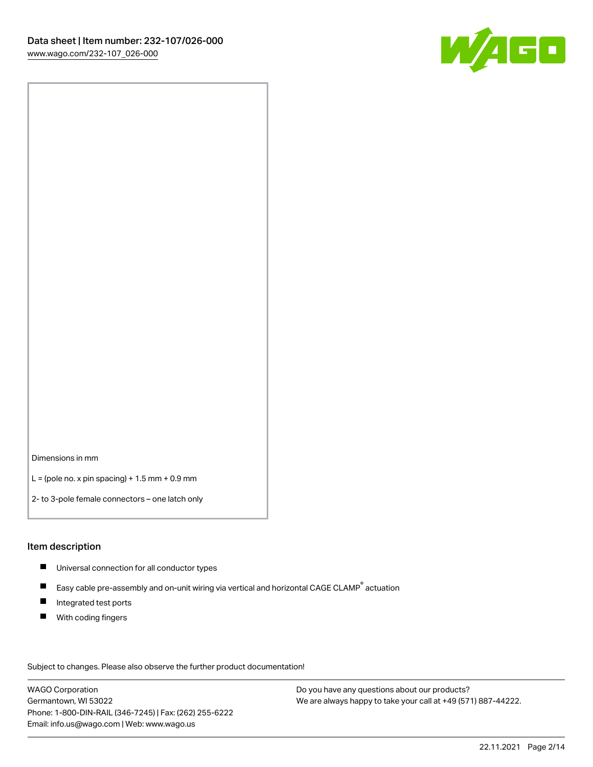Dimensions in mm

L = (pole no. x pin spacing) + 1.5 mm + 0.9 mm

2- to 3-pole female connectors – one latch only

## Item description

- Universal connection for all conductor types
- Easy cable pre-assembly and on-unit wiring via vertical and horizontal CAGE CLAMP® actuation
- Integrated test ports
- With coding fingers

Subject to changes. Please also observe the further product documentation!

WAGO Corporation
Germantown, WI 53022
Phone: 1-800-DIN-RAIL (346-7245) | Fax: (262) 255-6222
Email: info.us@wago.com | Web: www.wago.us

Do you have any questions about our products?
We are always happy to take your call at +49 (571) 887-44222.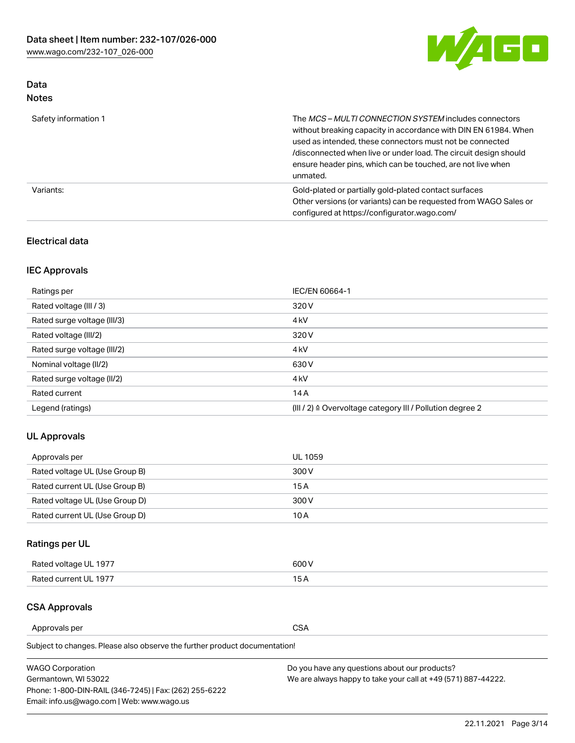## Data

### Notes

| | |
|---|---|
| Safety information 1 | The *MCS – MULTI CONNECTION SYSTEM* includes connectors without breaking capacity in accordance with DIN EN 61984. When used as intended, these connectors must not be connected /disconnected when live or under load. The circuit design should ensure header pins, which can be touched, are not live when unmated. |
| Variants: | Gold-plated or partially gold-plated contact surfaces<br>Other versions (or variants) can be requested from WAGO Sales or configured at https://configurator.wago.com/ |

## Electrical data

### IEC Approvals

| | |
|---|---|
| Ratings per | IEC/EN 60664-1 |
| Rated voltage (III / 3) | 320 V |
| Rated surge voltage (III/3) | 4 kV |
| Rated voltage (III/2) | 320 V |
| Rated surge voltage (III/2) | 4 kV |
| Nominal voltage (II/2) | 630 V |
| Rated surge voltage (II/2) | 4 kV |
| Rated current | 14 A |
| Legend (ratings) | (III / 2) ≙ Overvoltage category III / Pollution degree 2 |

### UL Approvals

| | |
|---|---|
| Approvals per | UL 1059 |
| Rated voltage UL (Use Group B) | 300 V |
| Rated current UL (Use Group B) | 15 A |
| Rated voltage UL (Use Group D) | 300 V |
| Rated current UL (Use Group D) | 10 A |

### Ratings per UL

| | |
|---|---|
| Rated voltage UL 1977 | 600 V |
| Rated current UL 1977 | 15 A |

### CSA Approvals

| | |
|---|---|
| Approvals per | CSA |

Subject to changes. Please also observe the further product documentation!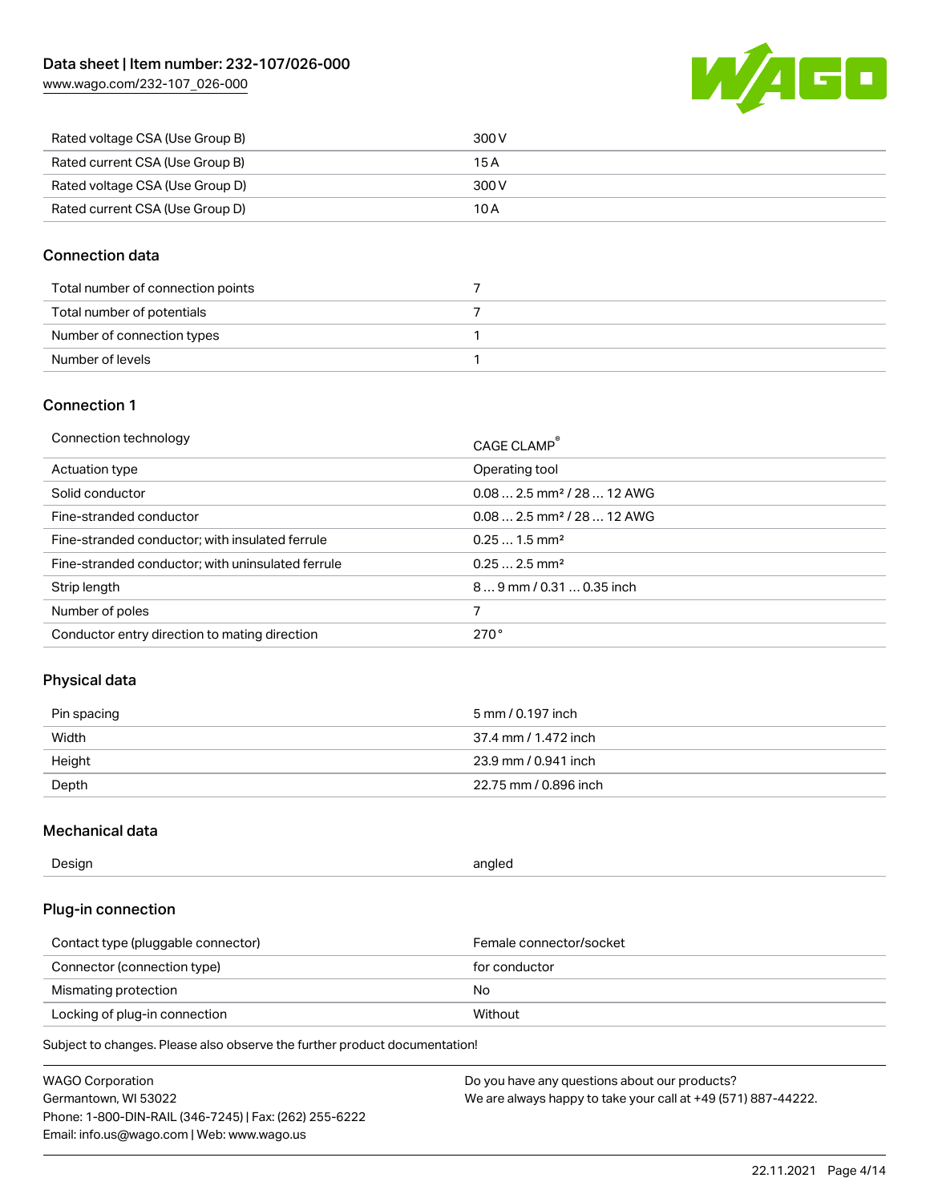| | |
|---|---|
| Rated voltage CSA (Use Group B) | 300 V |
| Rated current CSA (Use Group B) | 15 A |
| Rated voltage CSA (Use Group D) | 300 V |
| Rated current CSA (Use Group D) | 10 A |

## Connection data

| | |
|---|---|
| Total number of connection points | 7 |
| Total number of potentials | 7 |
| Number of connection types | 1 |
| Number of levels | 1 |

## Connection 1

| | |
|---|---|
| Connection technology | CAGE CLAMP® |
| Actuation type | Operating tool |
| Solid conductor | 0.08 … 2.5 mm² / 28 … 12 AWG |
| Fine-stranded conductor | 0.08 … 2.5 mm² / 28 … 12 AWG |
| Fine-stranded conductor; with insulated ferrule | 0.25 … 1.5 mm² |
| Fine-stranded conductor; with uninsulated ferrule | 0.25 … 2.5 mm² |
| Strip length | 8 … 9 mm / 0.31 … 0.35 inch |
| Number of poles | 7 |
| Conductor entry direction to mating direction | 270° |

## Physical data

| | |
|---|---|
| Pin spacing | 5 mm / 0.197 inch |
| Width | 37.4 mm / 1.472 inch |
| Height | 23.9 mm / 0.941 inch |
| Depth | 22.75 mm / 0.896 inch |

## Mechanical data

| | |
|---|---|
| Design | angled |

## Plug-in connection

| | |
|---|---|
| Contact type (pluggable connector) | Female connector/socket |
| Connector (connection type) | for conductor |
| Mismating protection | No |
| Locking of plug-in connection | Without |

Subject to changes. Please also observe the further product documentation!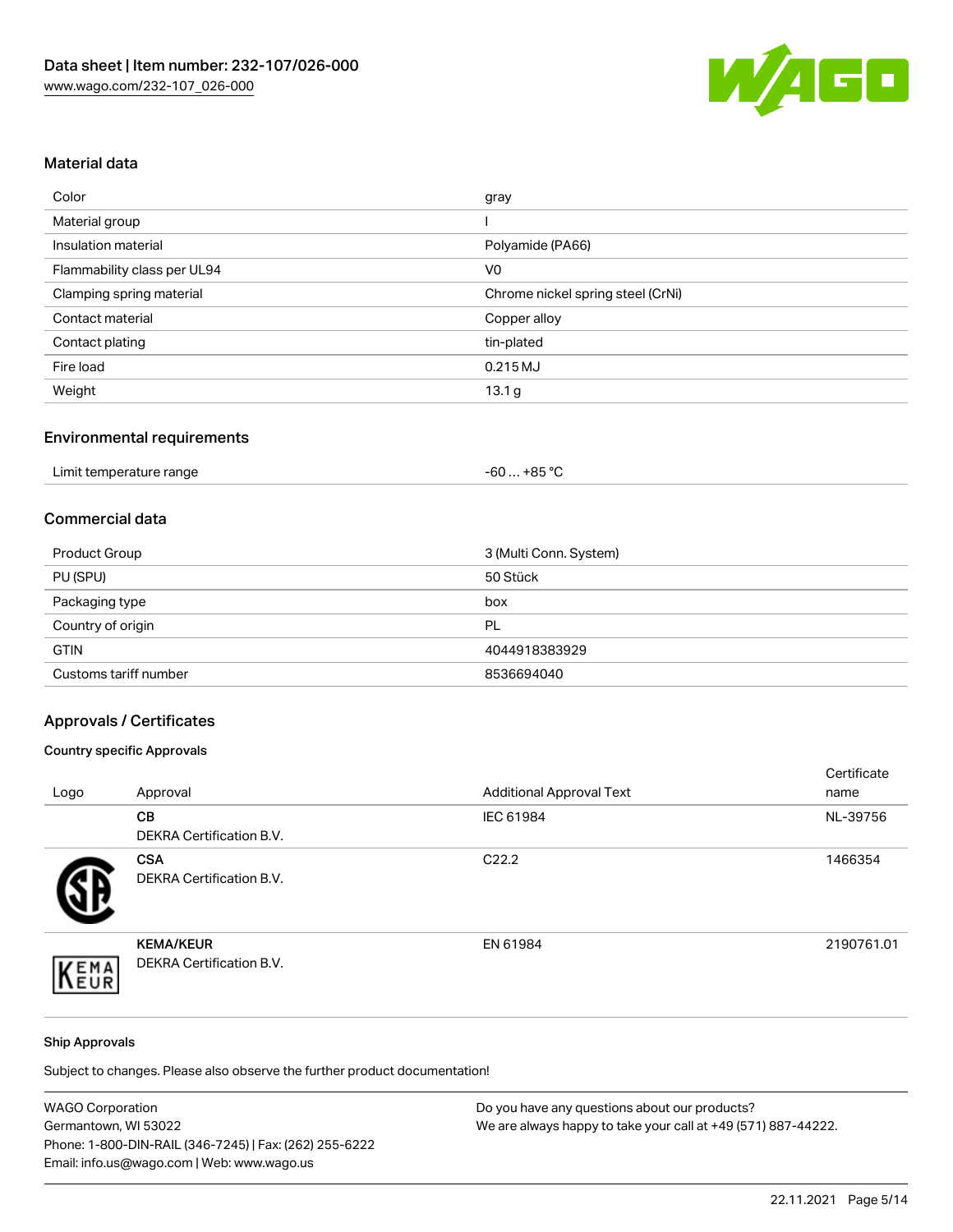## Material data

| | |
|---|---|
| Color | gray |
| Material group | I |
| Insulation material | Polyamide (PA66) |
| Flammability class per UL94 | V0 |
| Clamping spring material | Chrome nickel spring steel (CrNi) |
| Contact material | Copper alloy |
| Contact plating | tin-plated |
| Fire load | 0.215 MJ |
| Weight | 13.1 g |

## Environmental requirements

| | |
|---|---|
| Limit temperature range | -60 … +85 °C |

## Commercial data

| | |
|---|---|
| Product Group | 3 (Multi Conn. System) |
| PU (SPU) | 50 Stück |
| Packaging type | box |
| Country of origin | PL |
| GTIN | 4044918383929 |
| Customs tariff number | 8536694040 |

## Approvals / Certificates

### Country specific Approvals

| Logo | Approval | Additional Approval Text | Certificate name |
|---|---|---|---|
| | **CB** DEKRA Certification B.V. | IEC 61984 | NL-39756 |
| | **CSA** DEKRA Certification B.V. | C22.2 | 1466354 |
| | **KEMA/KEUR** DEKRA Certification B.V. | EN 61984 | 2190761.01 |

### Ship Approvals

Subject to changes. Please also observe the further product documentation!

WAGO Corporation
Germantown, WI 53022
Phone: 1-800-DIN-RAIL (346-7245) | Fax: (262) 255-6222
Email: info.us@wago.com | Web: www.wago.us

Do you have any questions about our products?
We are always happy to take your call at +49 (571) 887-44222.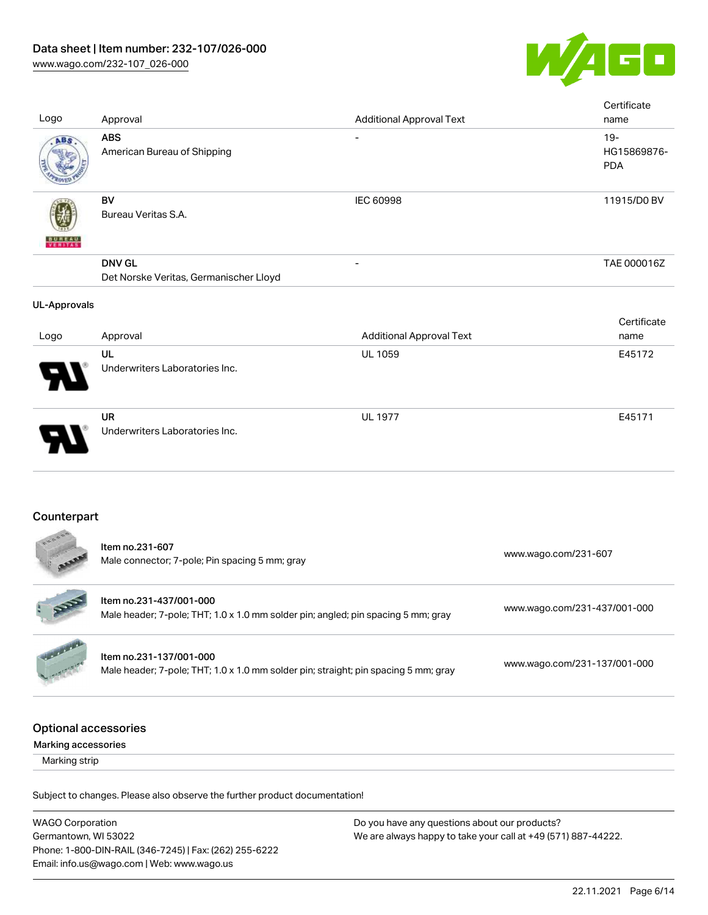| Logo | Approval | Additional Approval Text | Certificate name |
| --- | --- | --- | --- |
| | **ABS**<br>American Bureau of Shipping | - | 19-HG15869876-PDA |
| | **BV**<br>Bureau Veritas S.A. | IEC 60998 | 11915/D0 BV |
| | **DNV GL**<br>Det Norske Veritas, Germanischer Lloyd | - | TAE 000016Z |

**UL-Approvals**

| Logo | Approval | Additional Approval Text | Certificate name |
| --- | --- | --- | --- |
| | **UL**<br>Underwriters Laboratories Inc. | UL 1059 | E45172 |
| | **UR**<br>Underwriters Laboratories Inc. | UL 1977 | E45171 |

## Counterpart

| Item | Link |
| --- | --- |
| Item no.231-607<br>Male connector; 7-pole; Pin spacing 5 mm; gray | www.wago.com/231-607 |
| Item no.231-437/001-000<br>Male header; 7-pole; THT; 1.0 x 1.0 mm solder pin; angled; pin spacing 5 mm; gray | www.wago.com/231-437/001-000 |
| Item no.231-137/001-000<br>Male header; 7-pole; THT; 1.0 x 1.0 mm solder pin; straight; pin spacing 5 mm; gray | www.wago.com/231-137/001-000 |

## Optional accessories

Marking accessories

Marking strip

Subject to changes. Please also observe the further product documentation!

WAGO Corporation
Germantown, WI 53022
Phone: 1-800-DIN-RAIL (346-7245) | Fax: (262) 255-6222
Email: info.us@wago.com | Web: www.wago.us

Do you have any questions about our products?
We are always happy to take your call at +49 (571) 887-44222.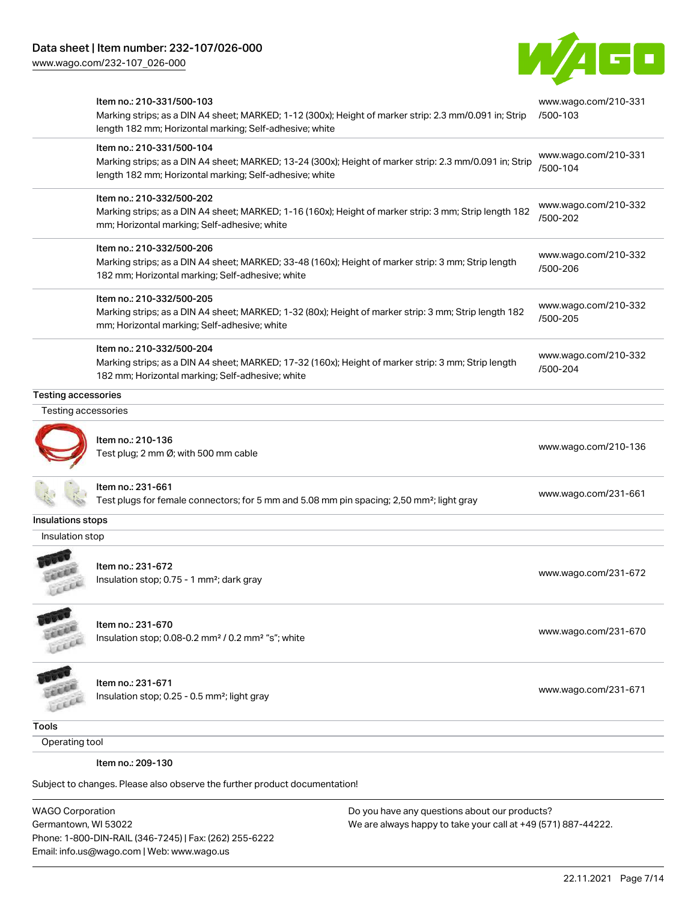| | | |
|---|---|---|
| | Item no.: 210-331/500-103<br>Marking strips; as a DIN A4 sheet; MARKED; 1-12 (300x); Height of marker strip: 2.3 mm/0.091 in; Strip length 182 mm; Horizontal marking; Self-adhesive; white | www.wago.com/210-331/500-103 |
| | Item no.: 210-331/500-104<br>Marking strips; as a DIN A4 sheet; MARKED; 13-24 (300x); Height of marker strip: 2.3 mm/0.091 in; Strip length 182 mm; Horizontal marking; Self-adhesive; white | www.wago.com/210-331/500-104 |
| | Item no.: 210-332/500-202<br>Marking strips; as a DIN A4 sheet; MARKED; 1-16 (160x); Height of marker strip: 3 mm; Strip length 182 mm; Horizontal marking; Self-adhesive; white | www.wago.com/210-332/500-202 |
| | Item no.: 210-332/500-206<br>Marking strips; as a DIN A4 sheet; MARKED; 33-48 (160x); Height of marker strip: 3 mm; Strip length 182 mm; Horizontal marking; Self-adhesive; white | www.wago.com/210-332/500-206 |
| | Item no.: 210-332/500-205<br>Marking strips; as a DIN A4 sheet; MARKED; 1-32 (80x); Height of marker strip: 3 mm; Strip length 182 mm; Horizontal marking; Self-adhesive; white | www.wago.com/210-332/500-205 |
| | Item no.: 210-332/500-204<br>Marking strips; as a DIN A4 sheet; MARKED; 17-32 (160x); Height of marker strip: 3 mm; Strip length 182 mm; Horizontal marking; Self-adhesive; white | www.wago.com/210-332/500-204 |

## Testing accessories

### Testing accessories

| | | |
|---|---|---|
| | Item no.: 210-136<br>Test plug; 2 mm Ø; with 500 mm cable | www.wago.com/210-136 |
| | Item no.: 231-661<br>Test plugs for female connectors; for 5 mm and 5.08 mm pin spacing; 2,50 mm²; light gray | www.wago.com/231-661 |

## Insulations stops

### Insulation stop

| | | |
|---|---|---|
| | Item no.: 231-672<br>Insulation stop; 0.75 - 1 mm²; dark gray | www.wago.com/231-672 |
| | Item no.: 231-670<br>Insulation stop; 0.08-0.2 mm² / 0.2 mm² "s"; white | www.wago.com/231-670 |
| | Item no.: 231-671<br>Insulation stop; 0.25 - 0.5 mm²; light gray | www.wago.com/231-671 |

## Tools

### Operating tool

Item no.: 209-130

Subject to changes. Please also observe the further product documentation!

WAGO Corporation
Germantown, WI 53022
Phone: 1-800-DIN-RAIL (346-7245) | Fax: (262) 255-6222
Email: info.us@wago.com | Web: www.wago.us

Do you have any questions about our products?
We are always happy to take your call at +49 (571) 887-44222.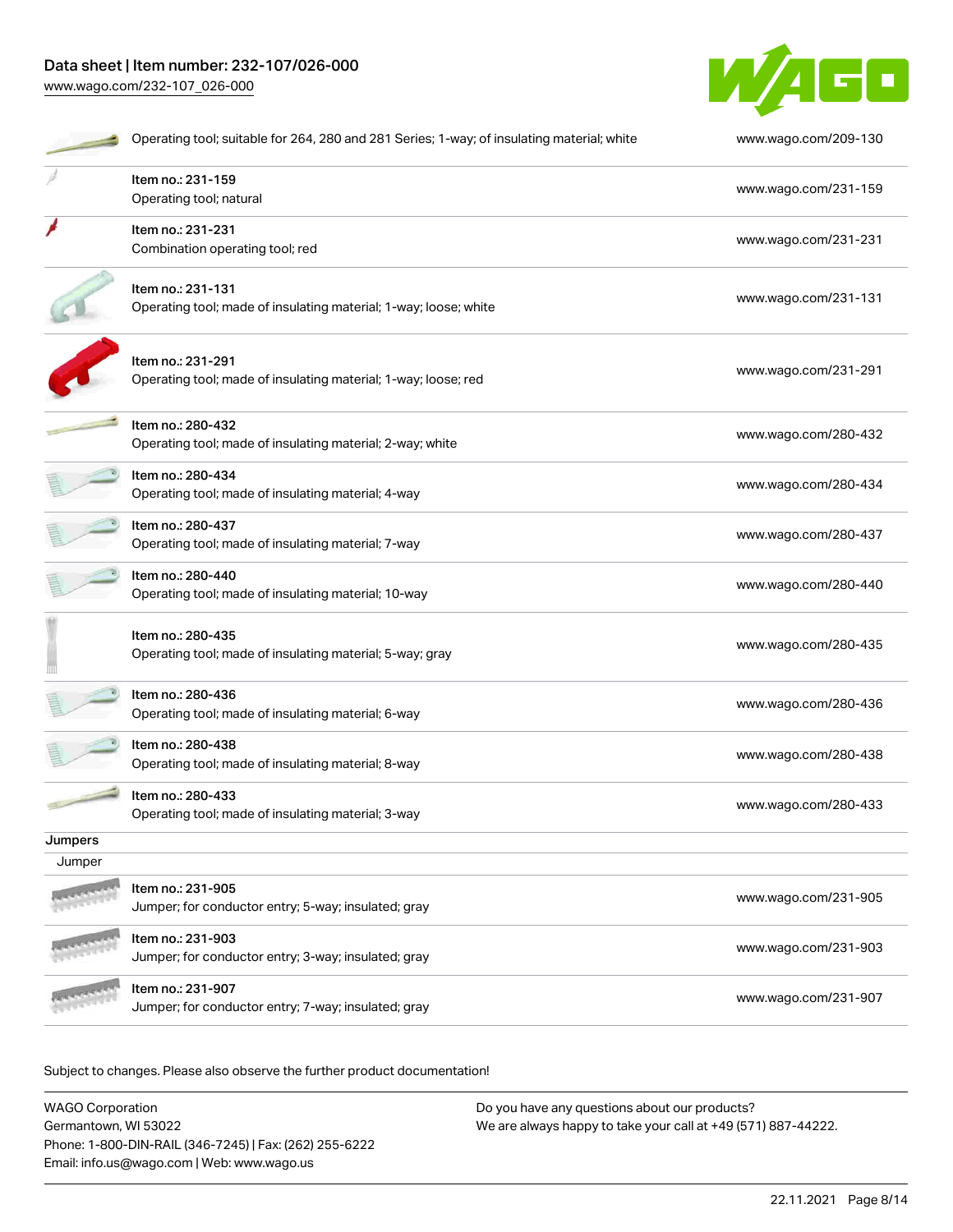| Item | Link |
| --- | --- |
| Operating tool; suitable for 264, 280 and 281 Series; 1-way; of insulating material; white | www.wago.com/209-130 |
| Item no.: 231-159<br>Operating tool; natural | www.wago.com/231-159 |
| Item no.: 231-231<br>Combination operating tool; red | www.wago.com/231-231 |
| Item no.: 231-131<br>Operating tool; made of insulating material; 1-way; loose; white | www.wago.com/231-131 |
| Item no.: 231-291<br>Operating tool; made of insulating material; 1-way; loose; red | www.wago.com/231-291 |
| Item no.: 280-432<br>Operating tool; made of insulating material; 2-way; white | www.wago.com/280-432 |
| Item no.: 280-434<br>Operating tool; made of insulating material; 4-way | www.wago.com/280-434 |
| Item no.: 280-437<br>Operating tool; made of insulating material; 7-way | www.wago.com/280-437 |
| Item no.: 280-440<br>Operating tool; made of insulating material; 10-way | www.wago.com/280-440 |
| Item no.: 280-435<br>Operating tool; made of insulating material; 5-way; gray | www.wago.com/280-435 |
| Item no.: 280-436<br>Operating tool; made of insulating material; 6-way | www.wago.com/280-436 |
| Item no.: 280-438<br>Operating tool; made of insulating material; 8-way | www.wago.com/280-438 |
| Item no.: 280-433<br>Operating tool; made of insulating material; 3-way | www.wago.com/280-433 |

**Jumpers**

Jumper

| Item | Link |
| --- | --- |
| Item no.: 231-905<br>Jumper; for conductor entry; 5-way; insulated; gray | www.wago.com/231-905 |
| Item no.: 231-903<br>Jumper; for conductor entry; 3-way; insulated; gray | www.wago.com/231-903 |
| Item no.: 231-907<br>Jumper; for conductor entry; 7-way; insulated; gray | www.wago.com/231-907 |

Subject to changes. Please also observe the further product documentation!

WAGO Corporation
Germantown, WI 53022
Phone: 1-800-DIN-RAIL (346-7245) | Fax: (262) 255-6222
Email: info.us@wago.com | Web: www.wago.us

Do you have any questions about our products?
We are always happy to take your call at +49 (571) 887-44222.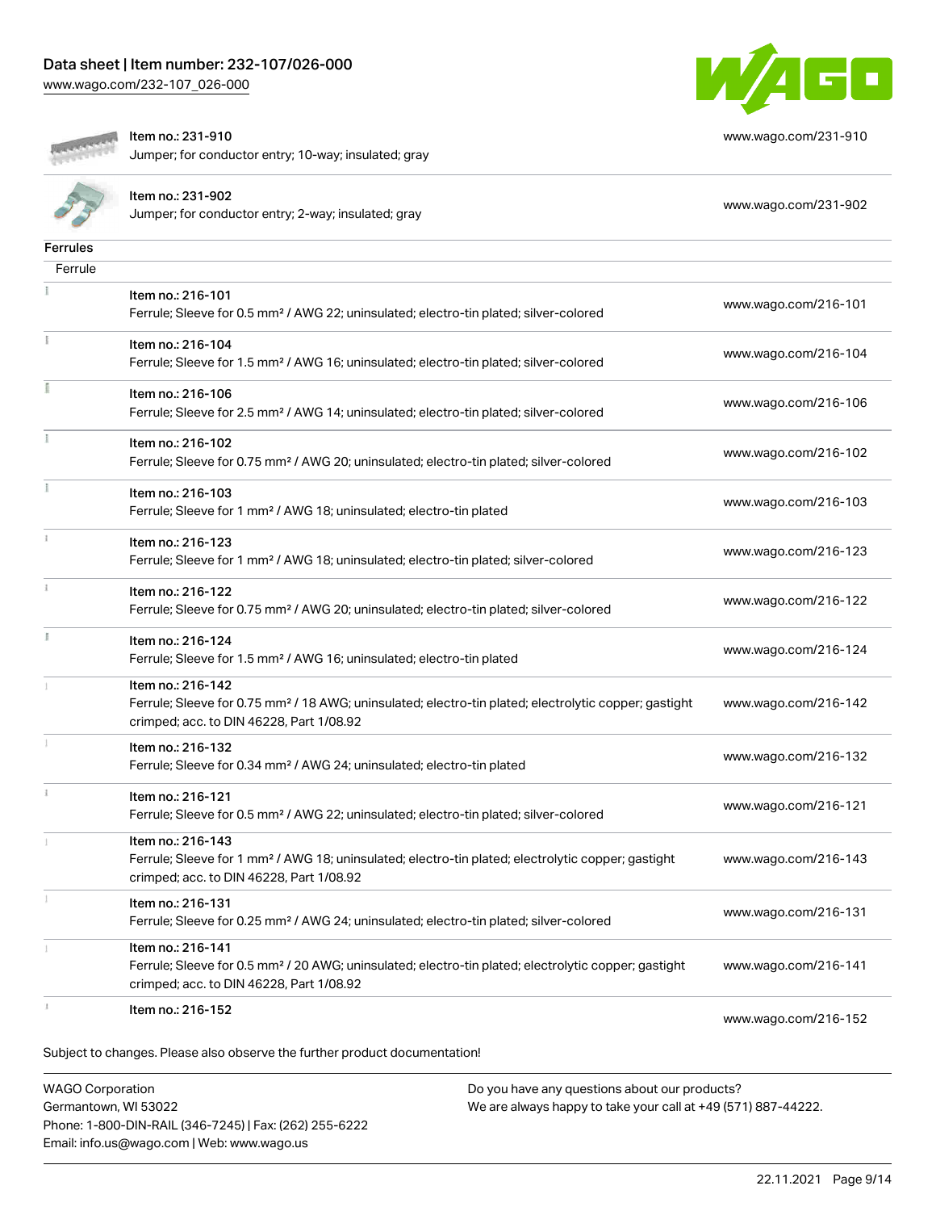| | |
|---|---|
| Item no.: 231-910<br>Jumper; for conductor entry; 10-way; insulated; gray | www.wago.com/231-910 |
| Item no.: 231-902<br>Jumper; for conductor entry; 2-way; insulated; gray | www.wago.com/231-902 |

## Ferrules

Ferrule

| | |
|---|---|
| Item no.: 216-101<br>Ferrule; Sleeve for 0.5 mm² / AWG 22; uninsulated; electro-tin plated; silver-colored | www.wago.com/216-101 |
| Item no.: 216-104<br>Ferrule; Sleeve for 1.5 mm² / AWG 16; uninsulated; electro-tin plated; silver-colored | www.wago.com/216-104 |
| Item no.: 216-106<br>Ferrule; Sleeve for 2.5 mm² / AWG 14; uninsulated; electro-tin plated; silver-colored | www.wago.com/216-106 |
| Item no.: 216-102<br>Ferrule; Sleeve for 0.75 mm² / AWG 20; uninsulated; electro-tin plated; silver-colored | www.wago.com/216-102 |
| Item no.: 216-103<br>Ferrule; Sleeve for 1 mm² / AWG 18; uninsulated; electro-tin plated | www.wago.com/216-103 |
| Item no.: 216-123<br>Ferrule; Sleeve for 1 mm² / AWG 18; uninsulated; electro-tin plated; silver-colored | www.wago.com/216-123 |
| Item no.: 216-122<br>Ferrule; Sleeve for 0.75 mm² / AWG 20; uninsulated; electro-tin plated; silver-colored | www.wago.com/216-122 |
| Item no.: 216-124<br>Ferrule; Sleeve for 1.5 mm² / AWG 16; uninsulated; electro-tin plated | www.wago.com/216-124 |
| Item no.: 216-142<br>Ferrule; Sleeve for 0.75 mm² / 18 AWG; uninsulated; electro-tin plated; electrolytic copper; gastight crimped; acc. to DIN 46228, Part 1/08.92 | www.wago.com/216-142 |
| Item no.: 216-132<br>Ferrule; Sleeve for 0.34 mm² / AWG 24; uninsulated; electro-tin plated | www.wago.com/216-132 |
| Item no.: 216-121<br>Ferrule; Sleeve for 0.5 mm² / AWG 22; uninsulated; electro-tin plated; silver-colored | www.wago.com/216-121 |
| Item no.: 216-143<br>Ferrule; Sleeve for 1 mm² / AWG 18; uninsulated; electro-tin plated; electrolytic copper; gastight crimped; acc. to DIN 46228, Part 1/08.92 | www.wago.com/216-143 |
| Item no.: 216-131<br>Ferrule; Sleeve for 0.25 mm² / AWG 24; uninsulated; electro-tin plated; silver-colored | www.wago.com/216-131 |
| Item no.: 216-141<br>Ferrule; Sleeve for 0.5 mm² / 20 AWG; uninsulated; electro-tin plated; electrolytic copper; gastight crimped; acc. to DIN 46228, Part 1/08.92 | www.wago.com/216-141 |
| Item no.: 216-152 | www.wago.com/216-152 |

Subject to changes. Please also observe the further product documentation!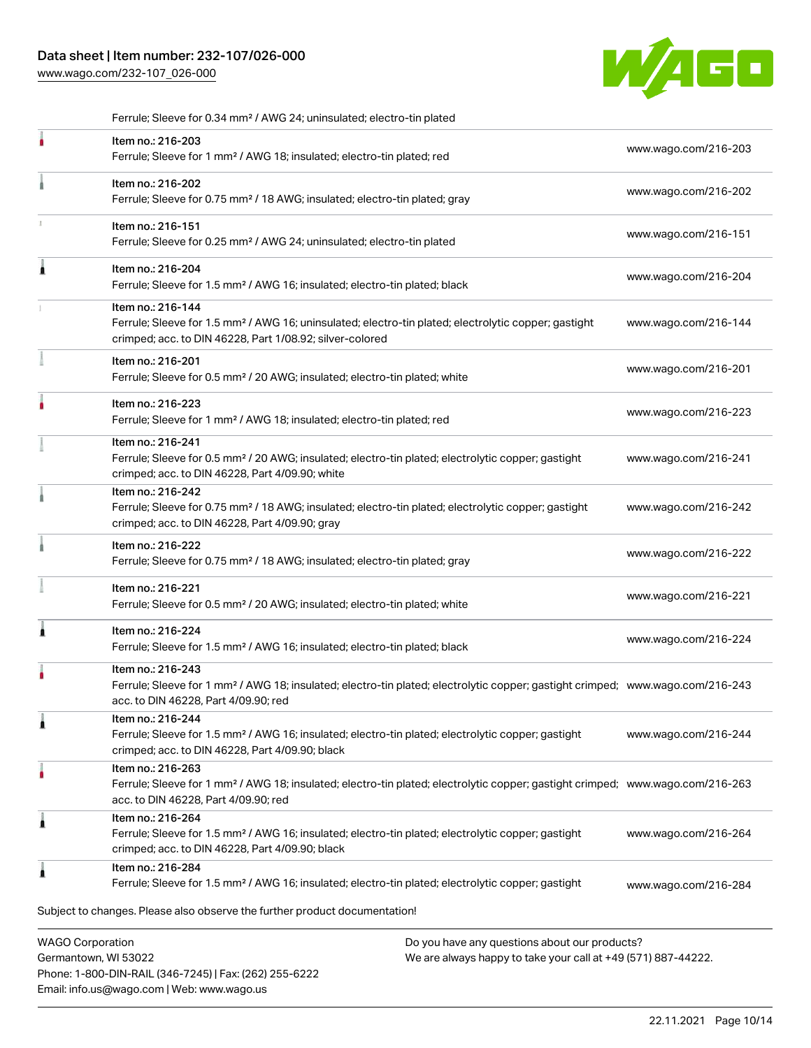Ferrule; Sleeve for 0.34 mm² / AWG 24; uninsulated; electro-tin plated

| | | |
|---|---|---|
| | Item no.: 216-203<br>Ferrule; Sleeve for 1 mm² / AWG 18; insulated; electro-tin plated; red | www.wago.com/216-203 |
| | Item no.: 216-202<br>Ferrule; Sleeve for 0.75 mm² / 18 AWG; insulated; electro-tin plated; gray | www.wago.com/216-202 |
| | Item no.: 216-151<br>Ferrule; Sleeve for 0.25 mm² / AWG 24; uninsulated; electro-tin plated | www.wago.com/216-151 |
| | Item no.: 216-204<br>Ferrule; Sleeve for 1.5 mm² / AWG 16; insulated; electro-tin plated; black | www.wago.com/216-204 |
| | Item no.: 216-144<br>Ferrule; Sleeve for 1.5 mm² / AWG 16; uninsulated; electro-tin plated; electrolytic copper; gastight crimped; acc. to DIN 46228, Part 1/08.92; silver-colored | www.wago.com/216-144 |
| | Item no.: 216-201<br>Ferrule; Sleeve for 0.5 mm² / 20 AWG; insulated; electro-tin plated; white | www.wago.com/216-201 |
| | Item no.: 216-223<br>Ferrule; Sleeve for 1 mm² / AWG 18; insulated; electro-tin plated; red | www.wago.com/216-223 |
| | Item no.: 216-241<br>Ferrule; Sleeve for 0.5 mm² / 20 AWG; insulated; electro-tin plated; electrolytic copper; gastight crimped; acc. to DIN 46228, Part 4/09.90; white | www.wago.com/216-241 |
| | Item no.: 216-242<br>Ferrule; Sleeve for 0.75 mm² / 18 AWG; insulated; electro-tin plated; electrolytic copper; gastight crimped; acc. to DIN 46228, Part 4/09.90; gray | www.wago.com/216-242 |
| | Item no.: 216-222<br>Ferrule; Sleeve for 0.75 mm² / 18 AWG; insulated; electro-tin plated; gray | www.wago.com/216-222 |
| | Item no.: 216-221<br>Ferrule; Sleeve for 0.5 mm² / 20 AWG; insulated; electro-tin plated; white | www.wago.com/216-221 |
| | Item no.: 216-224<br>Ferrule; Sleeve for 1.5 mm² / AWG 16; insulated; electro-tin plated; black | www.wago.com/216-224 |
| | Item no.: 216-243<br>Ferrule; Sleeve for 1 mm² / AWG 18; insulated; electro-tin plated; electrolytic copper; gastight crimped; acc. to DIN 46228, Part 4/09.90; red | www.wago.com/216-243 |
| | Item no.: 216-244<br>Ferrule; Sleeve for 1.5 mm² / AWG 16; insulated; electro-tin plated; electrolytic copper; gastight crimped; acc. to DIN 46228, Part 4/09.90; black | www.wago.com/216-244 |
| | Item no.: 216-263<br>Ferrule; Sleeve for 1 mm² / AWG 18; insulated; electro-tin plated; electrolytic copper; gastight crimped; acc. to DIN 46228, Part 4/09.90; red | www.wago.com/216-263 |
| | Item no.: 216-264<br>Ferrule; Sleeve for 1.5 mm² / AWG 16; insulated; electro-tin plated; electrolytic copper; gastight crimped; acc. to DIN 46228, Part 4/09.90; black | www.wago.com/216-264 |
| | Item no.: 216-284<br>Ferrule; Sleeve for 1.5 mm² / AWG 16; insulated; electro-tin plated; electrolytic copper; gastight | www.wago.com/216-284 |

Subject to changes. Please also observe the further product documentation!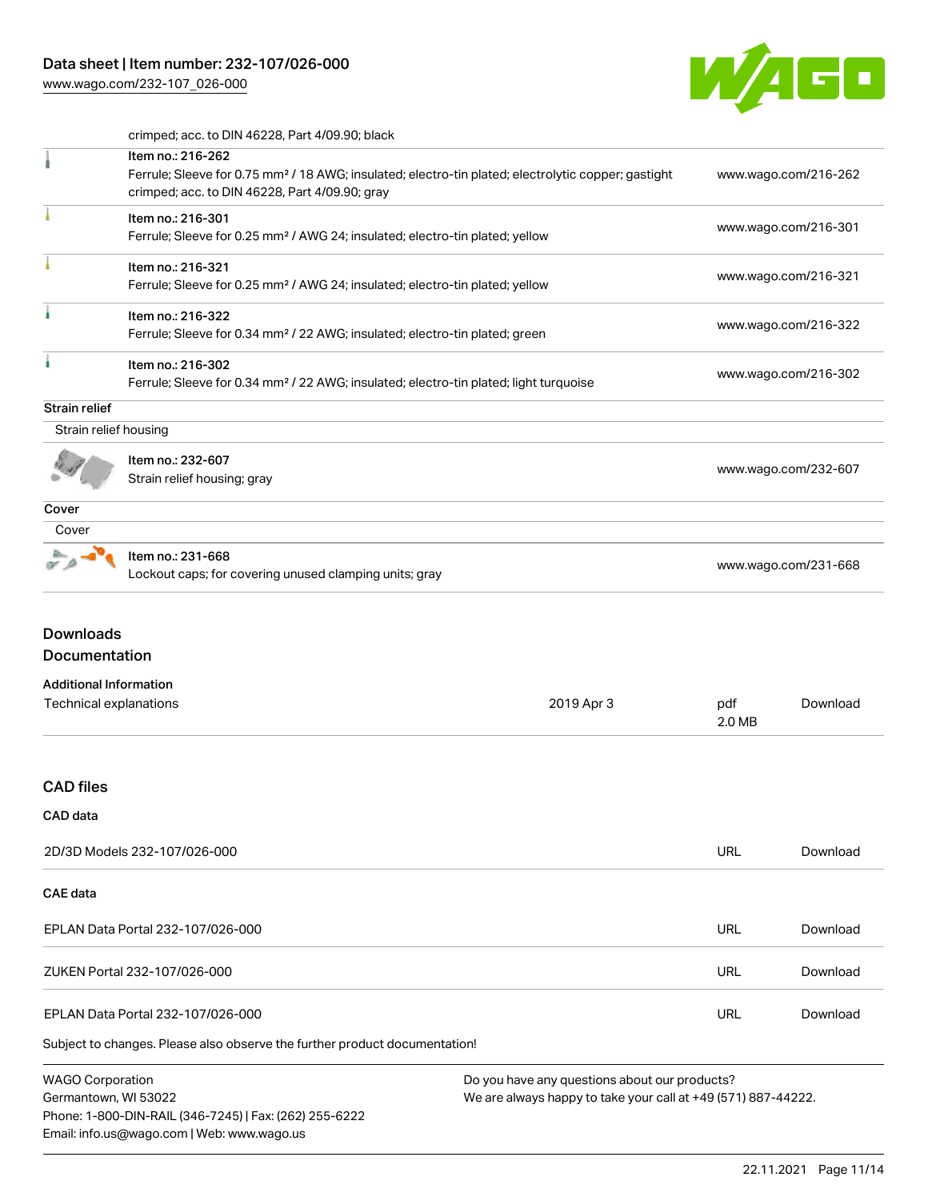crimped; acc. to DIN 46228, Part 4/09.90; black

| | | |
|---|---|---|
| | Item no.: 216-262<br>Ferrule; Sleeve for 0.75 mm² / 18 AWG; insulated; electro-tin plated; electrolytic copper; gastight crimped; acc. to DIN 46228, Part 4/09.90; gray | www.wago.com/216-262 |
| | Item no.: 216-301<br>Ferrule; Sleeve for 0.25 mm² / AWG 24; insulated; electro-tin plated; yellow | www.wago.com/216-301 |
| | Item no.: 216-321<br>Ferrule; Sleeve for 0.25 mm² / AWG 24; insulated; electro-tin plated; yellow | www.wago.com/216-321 |
| | Item no.: 216-322<br>Ferrule; Sleeve for 0.34 mm² / 22 AWG; insulated; electro-tin plated; green | www.wago.com/216-322 |
| | Item no.: 216-302<br>Ferrule; Sleeve for 0.34 mm² / 22 AWG; insulated; electro-tin plated; light turquoise | www.wago.com/216-302 |

**Strain relief**

Strain relief housing

| | | |
|---|---|---|
| | Item no.: 232-607<br>Strain relief housing; gray | www.wago.com/232-607 |

**Cover**

Cover

| | | |
|---|---|---|
| | Item no.: 231-668<br>Lockout caps; for covering unused clamping units; gray | www.wago.com/231-668 |

## Downloads

### Documentation

**Additional Information**

| | | | |
|---|---|---|---|
| Technical explanations | 2019 Apr 3 | pdf<br>2.0 MB | Download |

### CAD files

**CAD data**

| | | |
|---|---|---|
| 2D/3D Models 232-107/026-000 | URL | Download |

**CAE data**

| | | |
|---|---|---|
| EPLAN Data Portal 232-107/026-000 | URL | Download |
| ZUKEN Portal 232-107/026-000 | URL | Download |
| EPLAN Data Portal 232-107/026-000 | URL | Download |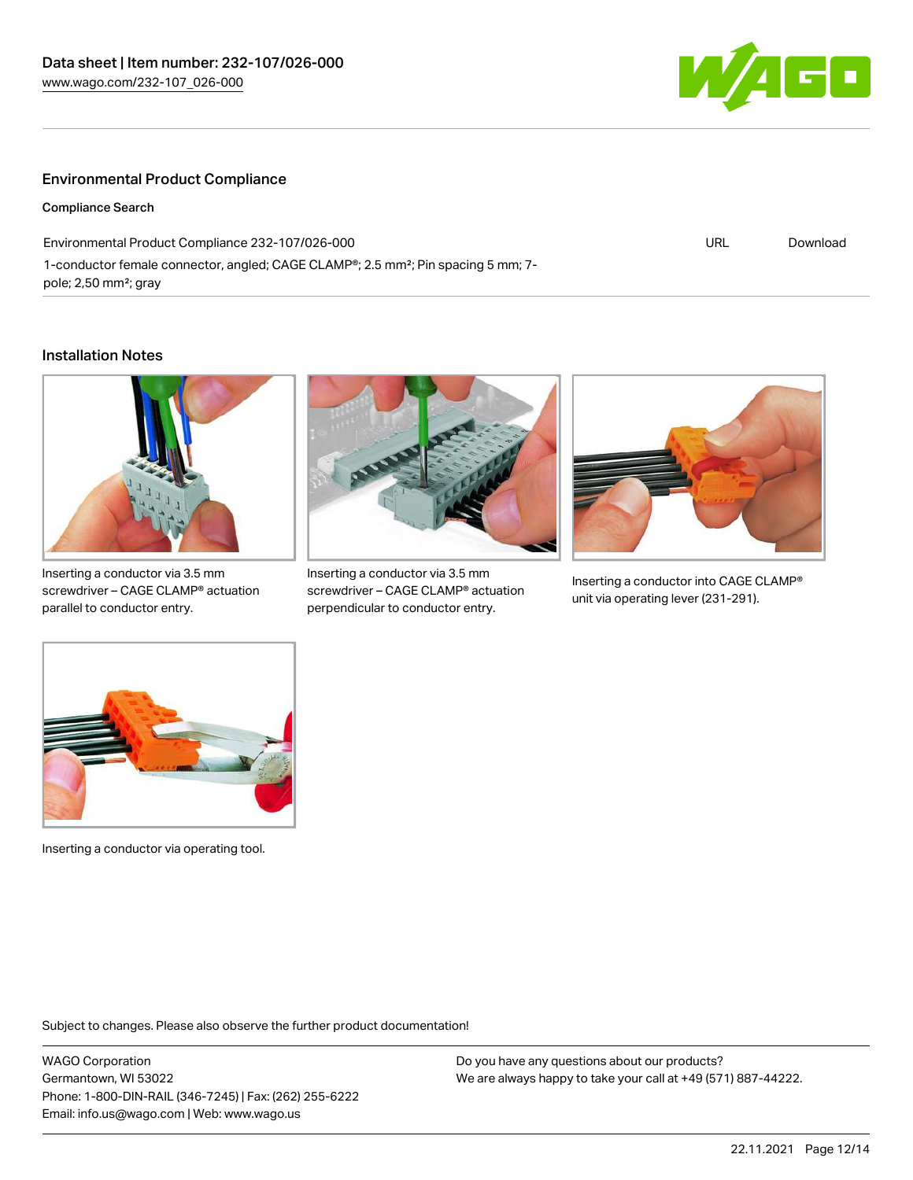## Environmental Product Compliance

### Compliance Search

| | | |
|---|---|---|
| Environmental Product Compliance 232-107/026-000<br>1-conductor female connector, angled; CAGE CLAMP®; 2.5 mm²; Pin spacing 5 mm; 7-pole; 2,50 mm²; gray | URL | Download |

## Installation Notes

Inserting a conductor via 3.5 mm screwdriver – CAGE CLAMP® actuation parallel to conductor entry.

Inserting a conductor via 3.5 mm screwdriver – CAGE CLAMP® actuation perpendicular to conductor entry.

Inserting a conductor into CAGE CLAMP® unit via operating lever (231-291).

Inserting a conductor via operating tool.

Subject to changes. Please also observe the further product documentation!

WAGO Corporation
Germantown, WI 53022
Phone: 1-800-DIN-RAIL (346-7245) | Fax: (262) 255-6222
Email: info.us@wago.com | Web: www.wago.us

Do you have any questions about our products?
We are always happy to take your call at +49 (571) 887-44222.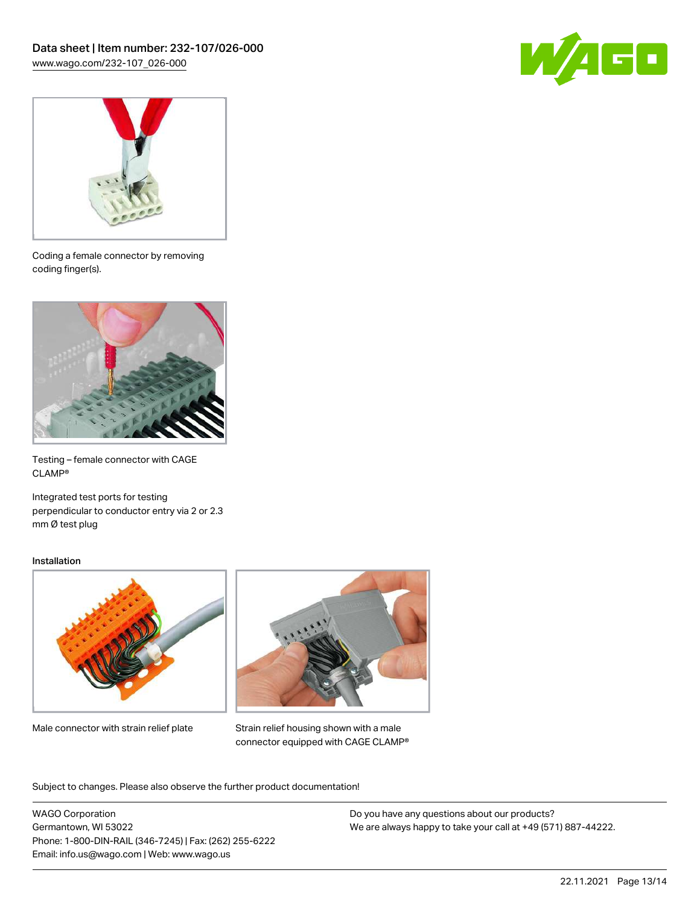Coding a female connector by removing coding finger(s).

Testing – female connector with CAGE CLAMP®

Integrated test ports for testing perpendicular to conductor entry via 2 or 2.3 mm Ø test plug

Installation

Male connector with strain relief plate

Strain relief housing shown with a male connector equipped with CAGE CLAMP®

Subject to changes. Please also observe the further product documentation!

WAGO Corporation
Germantown, WI 53022
Phone: 1-800-DIN-RAIL (346-7245) | Fax: (262) 255-6222
Email: info.us@wago.com | Web: www.wago.us

Do you have any questions about our products?
We are always happy to take your call at +49 (571) 887-44222.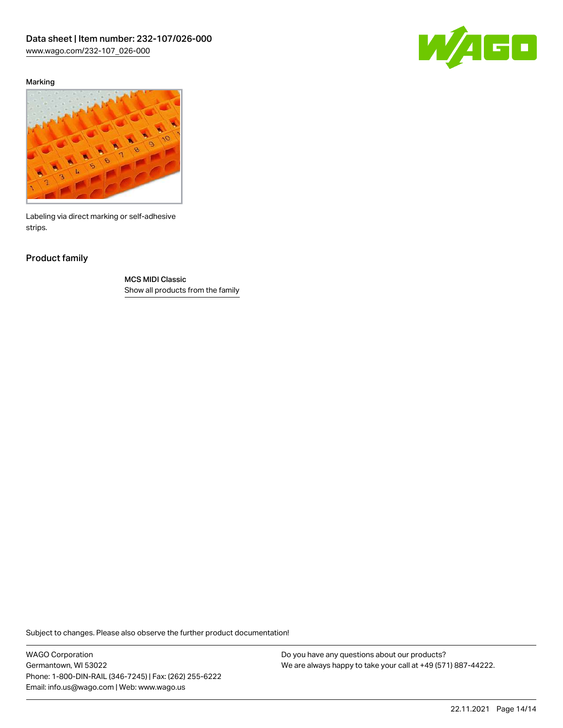Marking

Labeling via direct marking or self-adhesive strips.

## Product family

MCS MIDI Classic
Show all products from the family

Subject to changes. Please also observe the further product documentation!

WAGO Corporation
Germantown, WI 53022
Phone: 1-800-DIN-RAIL (346-7245) | Fax: (262) 255-6222
Email: info.us@wago.com | Web: www.wago.us

Do you have any questions about our products?
We are always happy to take your call at +49 (571) 887-44222.